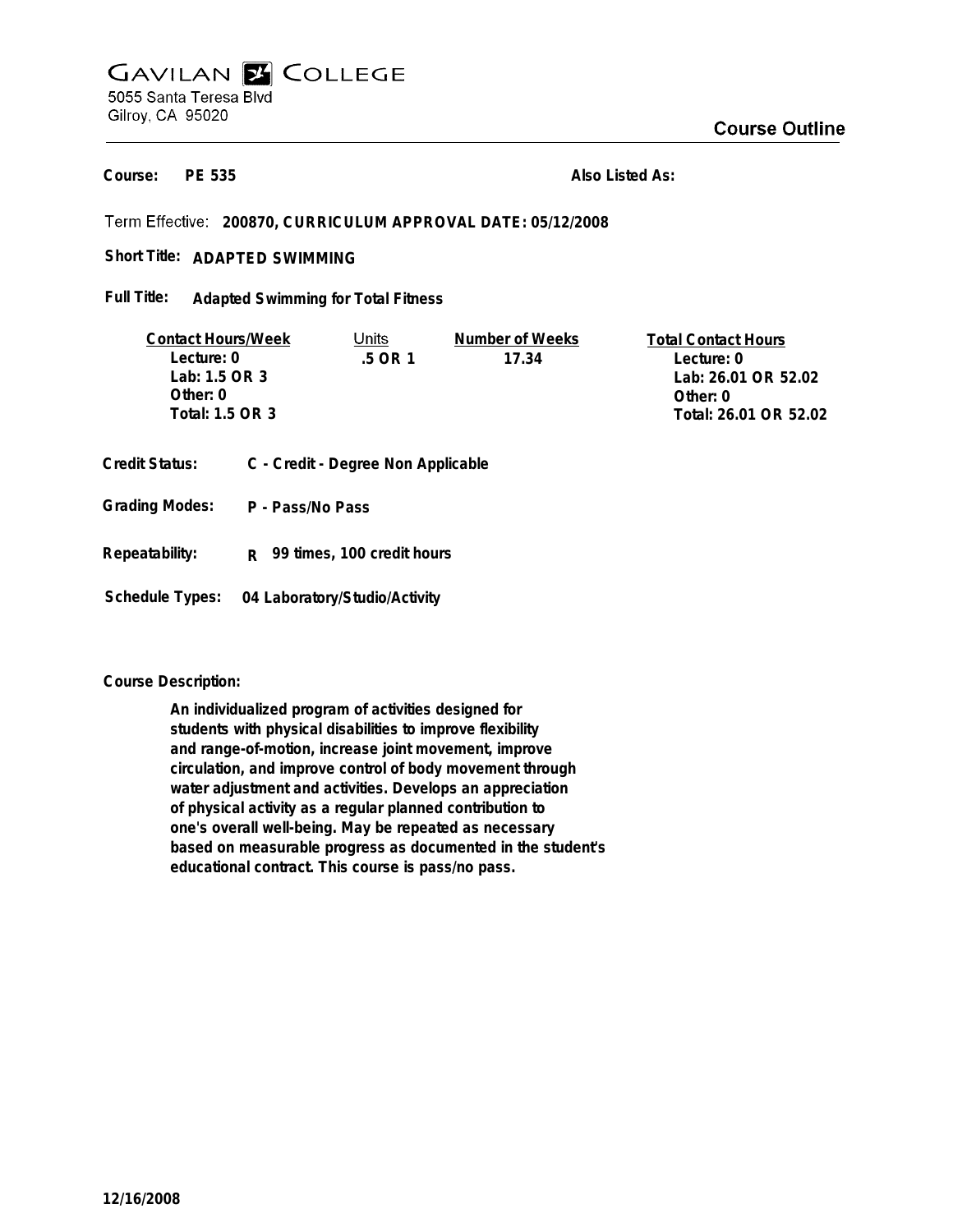**GAVILAN COLLEGE**
5055 Santa Teresa Blvd
Gilroy, CA 95020

# Course Outline

**Course:** PE 535 **Also Listed As:**

Term Effective: **200870, CURRICULUM APPROVAL DATE: 05/12/2008**

**Short Title:** ADAPTED SWIMMING

**Full Title:** Adapted Swimming for Total Fitness

| Contact Hours/Week | Units | Number of Weeks | Total Contact Hours |
|---|---|---|---|
| Lecture: 0 | .5 OR 1 | 17.34 | Lecture: 0 |
| Lab: 1.5 OR 3 | | | Lab: 26.01 OR 52.02 |
| Other: 0 | | | Other: 0 |
| Total: 1.5 OR 3 | | | Total: 26.01 OR 52.02 |

**Credit Status:** C - Credit - Degree Non Applicable

**Grading Modes:** P - Pass/No Pass

**Repeatability:** R 99 times, 100 credit hours

**Schedule Types:** 04 Laboratory/Studio/Activity

**Course Description:**

An individualized program of activities designed for students with physical disabilities to improve flexibility and range-of-motion, increase joint movement, improve circulation, and improve control of body movement through water adjustment and activities. Develops an appreciation of physical activity as a regular planned contribution to one's overall well-being. May be repeated as necessary based on measurable progress as documented in the student's educational contract. This course is pass/no pass.

12/16/2008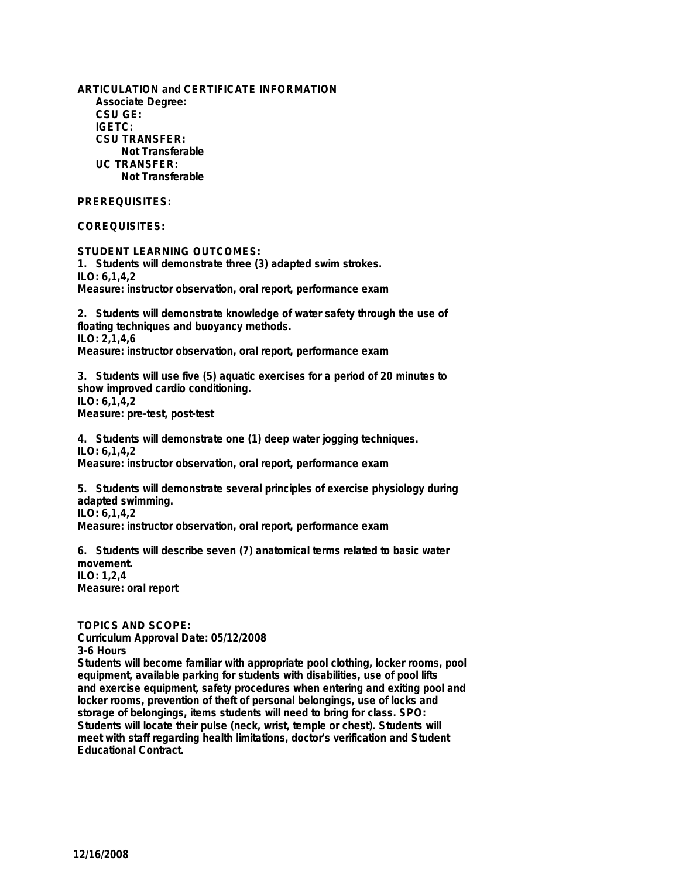**ARTICULATION and CERTIFICATE INFORMATION**

**Associate Degree:**

**CSU GE:**

**IGETC:**

**CSU TRANSFER:**

**Not Transferable**

**UC TRANSFER:**

**Not Transferable**

**PREREQUISITES:**

**COREQUISITES:**

**STUDENT LEARNING OUTCOMES:**

1. Students will demonstrate three (3) adapted swim strokes.
ILO: 6,1,4,2
Measure: instructor observation, oral report, performance exam

2. Students will demonstrate knowledge of water safety through the use of floating techniques and buoyancy methods.
ILO: 2,1,4,6
Measure: instructor observation, oral report, performance exam

3. Students will use five (5) aquatic exercises for a period of 20 minutes to show improved cardio conditioning.
ILO: 6,1,4,2
Measure: pre-test, post-test

4. Students will demonstrate one (1) deep water jogging techniques.
ILO: 6,1,4,2
Measure: instructor observation, oral report, performance exam

5. Students will demonstrate several principles of exercise physiology during adapted swimming.
ILO: 6,1,4,2
Measure: instructor observation, oral report, performance exam

6. Students will describe seven (7) anatomical terms related to basic water movement.
ILO: 1,2,4
Measure: oral report

**TOPICS AND SCOPE:**

**Curriculum Approval Date: 05/12/2008**

**3-6 Hours**

Students will become familiar with appropriate pool clothing, locker rooms, pool equipment, available parking for students with disabilities, use of pool lifts and exercise equipment, safety procedures when entering and exiting pool and locker rooms, prevention of theft of personal belongings, use of locks and storage of belongings, items students will need to bring for class. SPO: Students will locate their pulse (neck, wrist, temple or chest). Students will meet with staff regarding health limitations, doctor's verification and Student Educational Contract.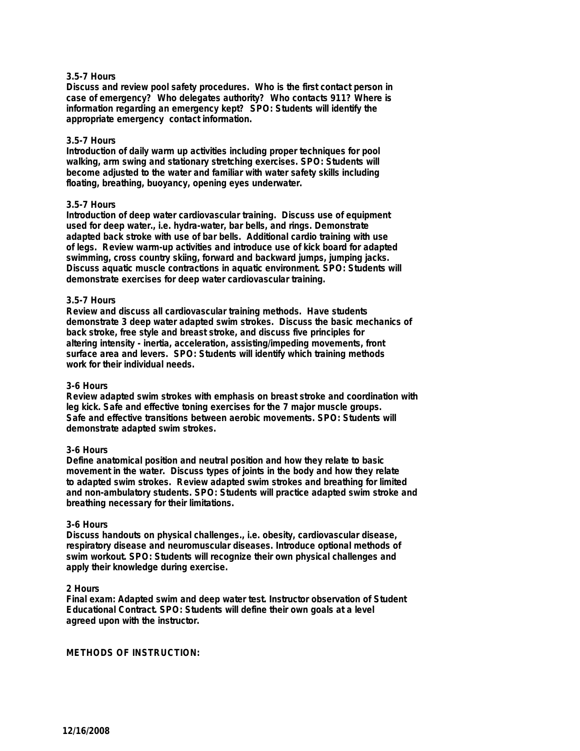**3.5-7 Hours**
**Discuss and review pool safety procedures. Who is the first contact person in case of emergency? Who delegates authority? Who contacts 911? Where is information regarding an emergency kept? SPO: Students will identify the appropriate emergency contact information.**

**3.5-7 Hours**
**Introduction of daily warm up activities including proper techniques for pool walking, arm swing and stationary stretching exercises. SPO: Students will become adjusted to the water and familiar with water safety skills including floating, breathing, buoyancy, opening eyes underwater.**

**3.5-7 Hours**
**Introduction of deep water cardiovascular training. Discuss use of equipment used for deep water., i.e. hydra-water, bar bells, and rings. Demonstrate adapted back stroke with use of bar bells. Additional cardio training with use of legs. Review warm-up activities and introduce use of kick board for adapted swimming, cross country skiing, forward and backward jumps, jumping jacks. Discuss aquatic muscle contractions in aquatic environment. SPO: Students will demonstrate exercises for deep water cardiovascular training.**

**3.5-7 Hours**
**Review and discuss all cardiovascular training methods. Have students demonstrate 3 deep water adapted swim strokes. Discuss the basic mechanics of back stroke, free style and breast stroke, and discuss five principles for altering intensity - inertia, acceleration, assisting/impeding movements, front surface area and levers. SPO: Students will identify which training methods work for their individual needs.**

**3-6 Hours**
**Review adapted swim strokes with emphasis on breast stroke and coordination with leg kick. Safe and effective toning exercises for the 7 major muscle groups. Safe and effective transitions between aerobic movements. SPO: Students will demonstrate adapted swim strokes.**

**3-6 Hours**
**Define anatomical position and neutral position and how they relate to basic movement in the water. Discuss types of joints in the body and how they relate to adapted swim strokes. Review adapted swim strokes and breathing for limited and non-ambulatory students. SPO: Students will practice adapted swim stroke and breathing necessary for their limitations.**

**3-6 Hours**
**Discuss handouts on physical challenges., i.e. obesity, cardiovascular disease, respiratory disease and neuromuscular diseases. Introduce optional methods of swim workout. SPO: Students will recognize their own physical challenges and apply their knowledge during exercise.**

**2 Hours**
**Final exam: Adapted swim and deep water test. Instructor observation of Student Educational Contract. SPO: Students will define their own goals at a level agreed upon with the instructor.**

**METHODS OF INSTRUCTION:**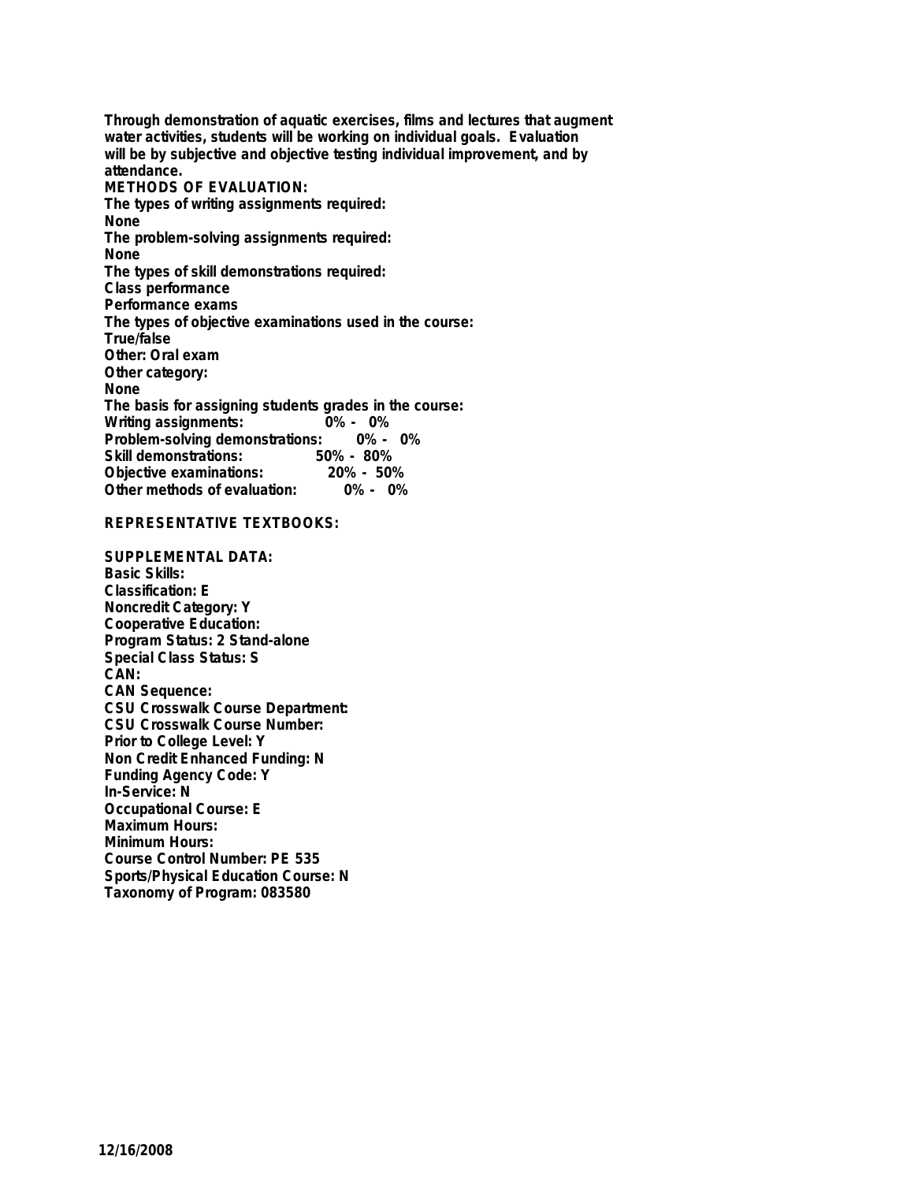Through demonstration of aquatic exercises, films and lectures that augment water activities, students will be working on individual goals. Evaluation will be by subjective and objective testing individual improvement, and by attendance.

**METHODS OF EVALUATION:**

The types of writing assignments required:
None

The problem-solving assignments required:
None

The types of skill demonstrations required:
Class performance
Performance exams

The types of objective examinations used in the course:
True/false
Other: Oral exam

Other category:
None

The basis for assigning students grades in the course:

| | |
|---|---|
| Writing assignments: | 0% - 0% |
| Problem-solving demonstrations: | 0% - 0% |
| Skill demonstrations: | 50% - 80% |
| Objective examinations: | 20% - 50% |
| Other methods of evaluation: | 0% - 0% |

**REPRESENTATIVE TEXTBOOKS:**

**SUPPLEMENTAL DATA:**

Basic Skills:
Classification: E
Noncredit Category: Y
Cooperative Education:
Program Status: 2 Stand-alone
Special Class Status: S
CAN:
CAN Sequence:
CSU Crosswalk Course Department:
CSU Crosswalk Course Number:
Prior to College Level: Y
Non Credit Enhanced Funding: N
Funding Agency Code: Y
In-Service: N
Occupational Course: E
Maximum Hours:
Minimum Hours:
Course Control Number: PE 535
Sports/Physical Education Course: N
Taxonomy of Program: 083580

12/16/2008